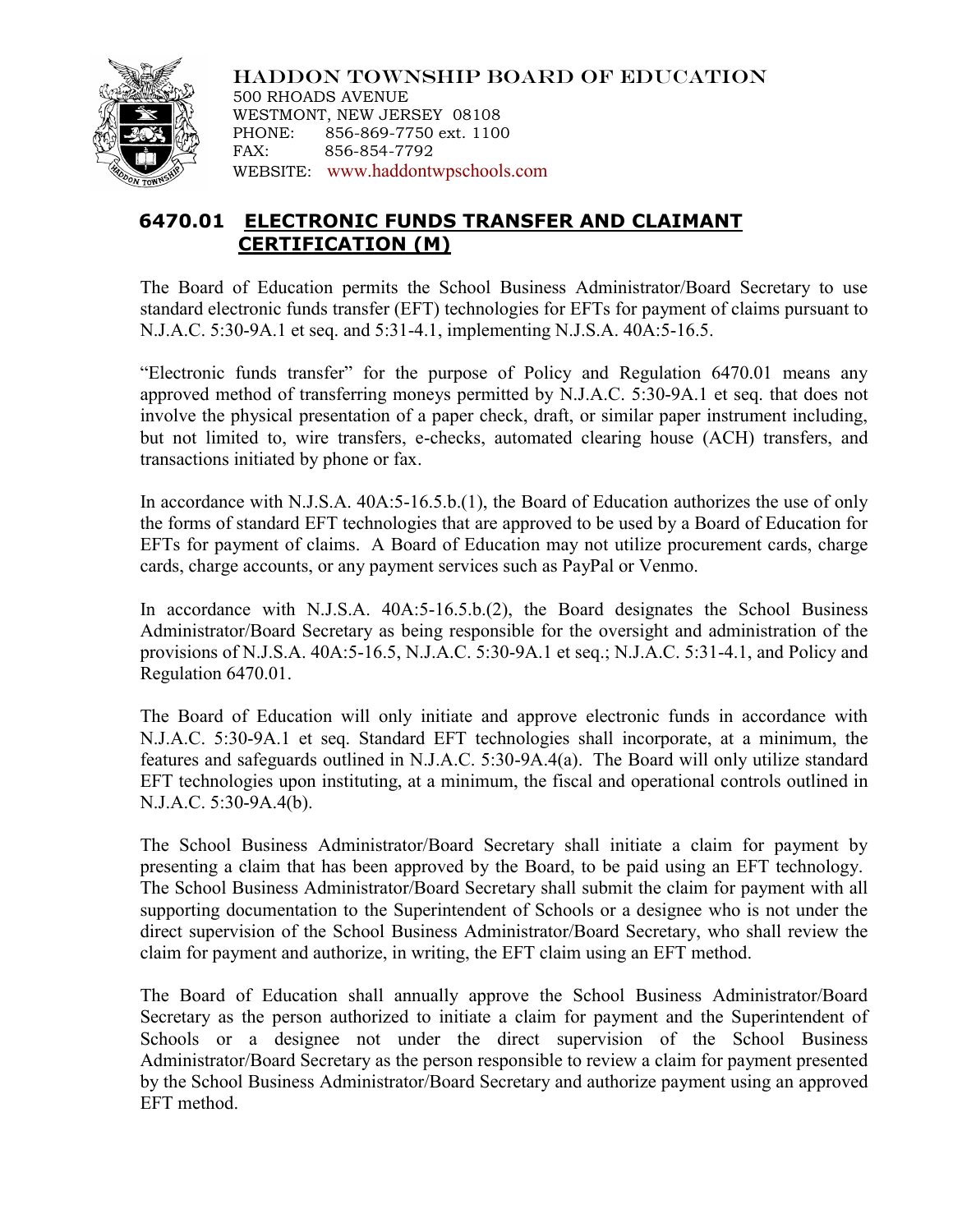HADDON TOWNSHIP BOARD OF EDUCATION
500 RHOADS AVENUE
WESTMONT, NEW JERSEY 08108
PHONE: 856-869-7750 ext. 1100
FAX: 856-854-7792
WEBSITE: www.haddontwpschools.com

## 6470.01 ELECTRONIC FUNDS TRANSFER AND CLAIMANT CERTIFICATION (M)

The Board of Education permits the School Business Administrator/Board Secretary to use standard electronic funds transfer (EFT) technologies for EFTs for payment of claims pursuant to N.J.A.C. 5:30-9A.1 et seq. and 5:31-4.1, implementing N.J.S.A. 40A:5-16.5.

"Electronic funds transfer" for the purpose of Policy and Regulation 6470.01 means any approved method of transferring moneys permitted by N.J.A.C. 5:30-9A.1 et seq. that does not involve the physical presentation of a paper check, draft, or similar paper instrument including, but not limited to, wire transfers, e-checks, automated clearing house (ACH) transfers, and transactions initiated by phone or fax.

In accordance with N.J.S.A. 40A:5-16.5.b.(1), the Board of Education authorizes the use of only the forms of standard EFT technologies that are approved to be used by a Board of Education for EFTs for payment of claims. A Board of Education may not utilize procurement cards, charge cards, charge accounts, or any payment services such as PayPal or Venmo.

In accordance with N.J.S.A. 40A:5-16.5.b.(2), the Board designates the School Business Administrator/Board Secretary as being responsible for the oversight and administration of the provisions of N.J.S.A. 40A:5-16.5, N.J.A.C. 5:30-9A.1 et seq.; N.J.A.C. 5:31-4.1, and Policy and Regulation 6470.01.

The Board of Education will only initiate and approve electronic funds in accordance with N.J.A.C. 5:30-9A.1 et seq. Standard EFT technologies shall incorporate, at a minimum, the features and safeguards outlined in N.J.A.C. 5:30-9A.4(a). The Board will only utilize standard EFT technologies upon instituting, at a minimum, the fiscal and operational controls outlined in N.J.A.C. 5:30-9A.4(b).

The School Business Administrator/Board Secretary shall initiate a claim for payment by presenting a claim that has been approved by the Board, to be paid using an EFT technology. The School Business Administrator/Board Secretary shall submit the claim for payment with all supporting documentation to the Superintendent of Schools or a designee who is not under the direct supervision of the School Business Administrator/Board Secretary, who shall review the claim for payment and authorize, in writing, the EFT claim using an EFT method.

The Board of Education shall annually approve the School Business Administrator/Board Secretary as the person authorized to initiate a claim for payment and the Superintendent of Schools or a designee not under the direct supervision of the School Business Administrator/Board Secretary as the person responsible to review a claim for payment presented by the School Business Administrator/Board Secretary and authorize payment using an approved EFT method.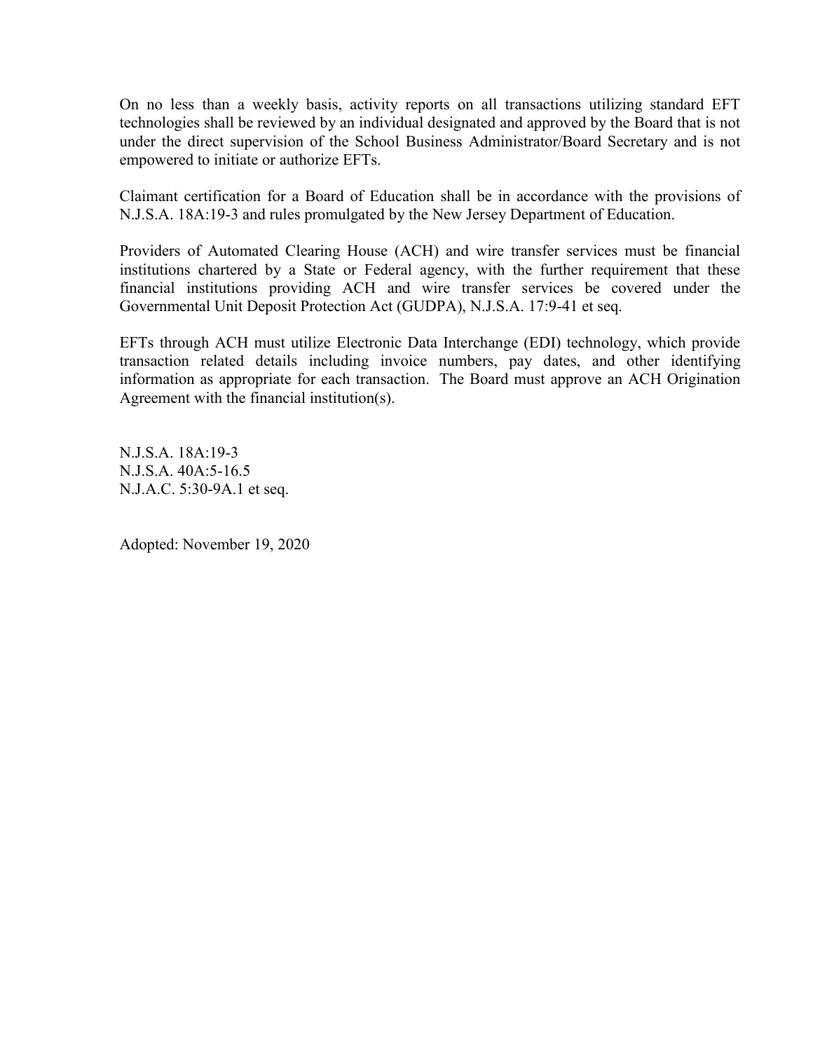On no less than a weekly basis, activity reports on all transactions utilizing standard EFT technologies shall be reviewed by an individual designated and approved by the Board that is not under the direct supervision of the School Business Administrator/Board Secretary and is not empowered to initiate or authorize EFTs.

Claimant certification for a Board of Education shall be in accordance with the provisions of N.J.S.A. 18A:19-3 and rules promulgated by the New Jersey Department of Education.

Providers of Automated Clearing House (ACH) and wire transfer services must be financial institutions chartered by a State or Federal agency, with the further requirement that these financial institutions providing ACH and wire transfer services be covered under the Governmental Unit Deposit Protection Act (GUDPA), N.J.S.A. 17:9-41 et seq.

EFTs through ACH must utilize Electronic Data Interchange (EDI) technology, which provide transaction related details including invoice numbers, pay dates, and other identifying information as appropriate for each transaction. The Board must approve an ACH Origination Agreement with the financial institution(s).

N.J.S.A. 18A:19-3
N.J.S.A. 40A:5-16.5
N.J.A.C. 5:30-9A.1 et seq.

Adopted: November 19, 2020